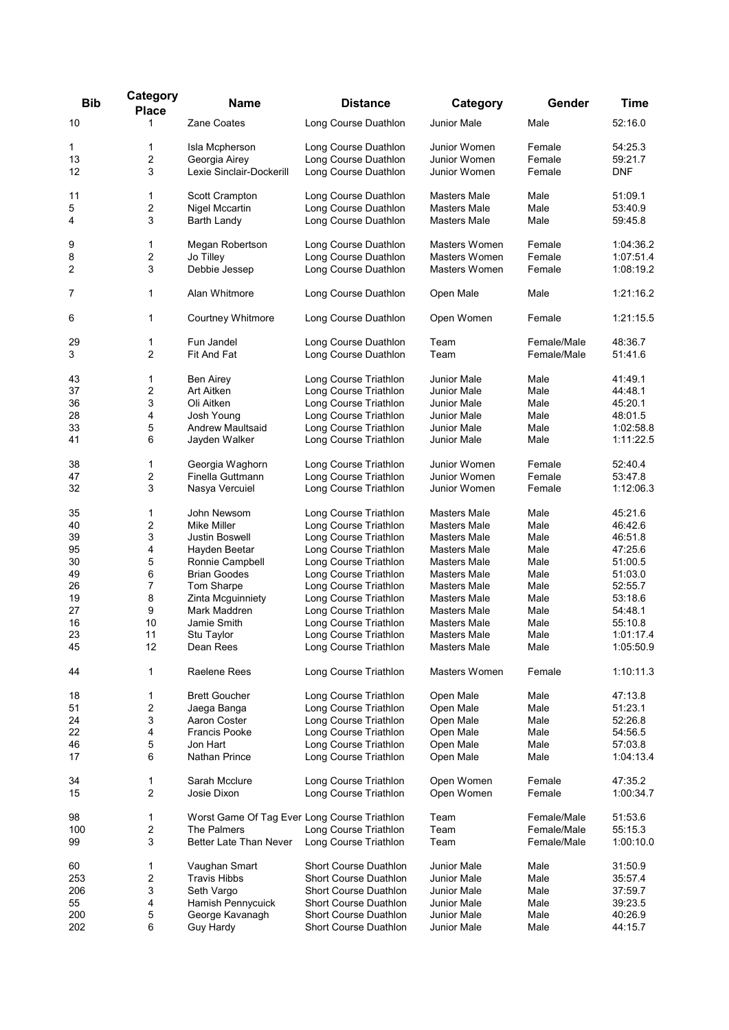| Bib | Category Place | Name | Distance | Category | Gender | Time |
|---|---|---|---|---|---|---|
| 10 | 1 | Zane Coates | Long Course Duathlon | Junior Male | Male | 52:16.0 |
| 1 | 1 | Isla Mcpherson | Long Course Duathlon | Junior Women | Female | 54:25.3 |
| 13 | 2 | Georgia Airey | Long Course Duathlon | Junior Women | Female | 59:21.7 |
| 12 | 3 | Lexie Sinclair-Dockerill | Long Course Duathlon | Junior Women | Female | DNF |
| 11 | 1 | Scott Crampton | Long Course Duathlon | Masters Male | Male | 51:09.1 |
| 5 | 2 | Nigel Mccartin | Long Course Duathlon | Masters Male | Male | 53:40.9 |
| 4 | 3 | Barth Landy | Long Course Duathlon | Masters Male | Male | 59:45.8 |
| 9 | 1 | Megan Robertson | Long Course Duathlon | Masters Women | Female | 1:04:36.2 |
| 8 | 2 | Jo Tilley | Long Course Duathlon | Masters Women | Female | 1:07:51.4 |
| 2 | 3 | Debbie Jessep | Long Course Duathlon | Masters Women | Female | 1:08:19.2 |
| 7 | 1 | Alan Whitmore | Long Course Duathlon | Open Male | Male | 1:21:16.2 |
| 6 | 1 | Courtney Whitmore | Long Course Duathlon | Open Women | Female | 1:21:15.5 |
| 29 | 1 | Fun Jandel | Long Course Duathlon | Team | Female/Male | 48:36.7 |
| 3 | 2 | Fit And Fat | Long Course Duathlon | Team | Female/Male | 51:41.6 |
| 43 | 1 | Ben Airey | Long Course Triathlon | Junior Male | Male | 41:49.1 |
| 37 | 2 | Art Aitken | Long Course Triathlon | Junior Male | Male | 44:48.1 |
| 36 | 3 | Oli Aitken | Long Course Triathlon | Junior Male | Male | 45:20.1 |
| 28 | 4 | Josh Young | Long Course Triathlon | Junior Male | Male | 48:01.5 |
| 33 | 5 | Andrew Maultsaid | Long Course Triathlon | Junior Male | Male | 1:02:58.8 |
| 41 | 6 | Jayden Walker | Long Course Triathlon | Junior Male | Male | 1:11:22.5 |
| 38 | 1 | Georgia Waghorn | Long Course Triathlon | Junior Women | Female | 52:40.4 |
| 47 | 2 | Finella Guttmann | Long Course Triathlon | Junior Women | Female | 53:47.8 |
| 32 | 3 | Nasya Vercuiel | Long Course Triathlon | Junior Women | Female | 1:12:06.3 |
| 35 | 1 | John Newsom | Long Course Triathlon | Masters Male | Male | 45:21.6 |
| 40 | 2 | Mike Miller | Long Course Triathlon | Masters Male | Male | 46:42.6 |
| 39 | 3 | Justin Boswell | Long Course Triathlon | Masters Male | Male | 46:51.8 |
| 95 | 4 | Hayden Beetar | Long Course Triathlon | Masters Male | Male | 47:25.6 |
| 30 | 5 | Ronnie Campbell | Long Course Triathlon | Masters Male | Male | 51:00.5 |
| 49 | 6 | Brian Goodes | Long Course Triathlon | Masters Male | Male | 51:03.0 |
| 26 | 7 | Tom Sharpe | Long Course Triathlon | Masters Male | Male | 52:55.7 |
| 19 | 8 | Zinta Mcguinniety | Long Course Triathlon | Masters Male | Male | 53:18.6 |
| 27 | 9 | Mark Maddren | Long Course Triathlon | Masters Male | Male | 54:48.1 |
| 16 | 10 | Jamie Smith | Long Course Triathlon | Masters Male | Male | 55:10.8 |
| 23 | 11 | Stu Taylor | Long Course Triathlon | Masters Male | Male | 1:01:17.4 |
| 45 | 12 | Dean Rees | Long Course Triathlon | Masters Male | Male | 1:05:50.9 |
| 44 | 1 | Raelene Rees | Long Course Triathlon | Masters Women | Female | 1:10:11.3 |
| 18 | 1 | Brett Goucher | Long Course Triathlon | Open Male | Male | 47:13.8 |
| 51 | 2 | Jaega Banga | Long Course Triathlon | Open Male | Male | 51:23.1 |
| 24 | 3 | Aaron Coster | Long Course Triathlon | Open Male | Male | 52:26.8 |
| 22 | 4 | Francis Pooke | Long Course Triathlon | Open Male | Male | 54:56.5 |
| 46 | 5 | Jon Hart | Long Course Triathlon | Open Male | Male | 57:03.8 |
| 17 | 6 | Nathan Prince | Long Course Triathlon | Open Male | Male | 1:04:13.4 |
| 34 | 1 | Sarah Mcclure | Long Course Triathlon | Open Women | Female | 47:35.2 |
| 15 | 2 | Josie Dixon | Long Course Triathlon | Open Women | Female | 1:00:34.7 |
| 98 | 1 | Worst Game Of Tag Ever | Long Course Triathlon | Team | Female/Male | 51:53.6 |
| 100 | 2 | The Palmers | Long Course Triathlon | Team | Female/Male | 55:15.3 |
| 99 | 3 | Better Late Than Never | Long Course Triathlon | Team | Female/Male | 1:00:10.0 |
| 60 | 1 | Vaughan Smart | Short Course Duathlon | Junior Male | Male | 31:50.9 |
| 253 | 2 | Travis Hibbs | Short Course Duathlon | Junior Male | Male | 35:57.4 |
| 206 | 3 | Seth Vargo | Short Course Duathlon | Junior Male | Male | 37:59.7 |
| 55 | 4 | Hamish Pennycuick | Short Course Duathlon | Junior Male | Male | 39:23.5 |
| 200 | 5 | George Kavanagh | Short Course Duathlon | Junior Male | Male | 40:26.9 |
| 202 | 6 | Guy Hardy | Short Course Duathlon | Junior Male | Male | 44:15.7 |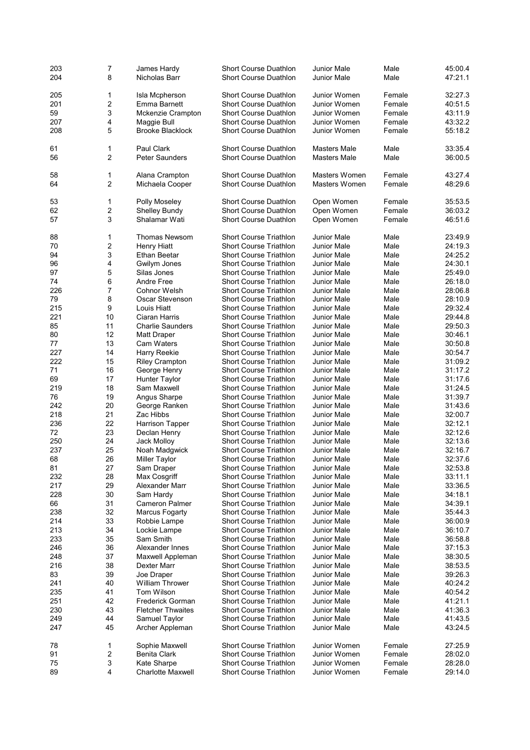| | | | | | | |
|---|---|---|---|---|---|---|
| 203 | 7 | James Hardy | Short Course Duathlon | Junior Male | Male | 45:00.4 |
| 204 | 8 | Nicholas Barr | Short Course Duathlon | Junior Male | Male | 47:21.1 |
| | | | | | | |
| 205 | 1 | Isla Mcpherson | Short Course Duathlon | Junior Women | Female | 32:27.3 |
| 201 | 2 | Emma Barnett | Short Course Duathlon | Junior Women | Female | 40:51.5 |
| 59 | 3 | Mckenzie Crampton | Short Course Duathlon | Junior Women | Female | 43:11.9 |
| 207 | 4 | Maggie Bull | Short Course Duathlon | Junior Women | Female | 43:32.2 |
| 208 | 5 | Brooke Blacklock | Short Course Duathlon | Junior Women | Female | 55:18.2 |
| | | | | | | |
| 61 | 1 | Paul Clark | Short Course Duathlon | Masters Male | Male | 33:35.4 |
| 56 | 2 | Peter Saunders | Short Course Duathlon | Masters Male | Male | 36:00.5 |
| | | | | | | |
| 58 | 1 | Alana Crampton | Short Course Duathlon | Masters Women | Female | 43:27.4 |
| 64 | 2 | Michaela Cooper | Short Course Duathlon | Masters Women | Female | 48:29.6 |
| | | | | | | |
| 53 | 1 | Polly Moseley | Short Course Duathlon | Open Women | Female | 35:53.5 |
| 62 | 2 | Shelley Bundy | Short Course Duathlon | Open Women | Female | 36:03.2 |
| 57 | 3 | Shalamar Wati | Short Course Duathlon | Open Women | Female | 46:51.6 |
| | | | | | | |
| 88 | 1 | Thomas Newsom | Short Course Triathlon | Junior Male | Male | 23:49.9 |
| 70 | 2 | Henry Hiatt | Short Course Triathlon | Junior Male | Male | 24:19.3 |
| 94 | 3 | Ethan Beetar | Short Course Triathlon | Junior Male | Male | 24:25.2 |
| 96 | 4 | Gwilym Jones | Short Course Triathlon | Junior Male | Male | 24:30.1 |
| 97 | 5 | Silas Jones | Short Course Triathlon | Junior Male | Male | 25:49.0 |
| 74 | 6 | Andre Free | Short Course Triathlon | Junior Male | Male | 26:18.0 |
| 226 | 7 | Cohnor Welsh | Short Course Triathlon | Junior Male | Male | 28:06.8 |
| 79 | 8 | Oscar Stevenson | Short Course Triathlon | Junior Male | Male | 28:10.9 |
| 215 | 9 | Louis Hiatt | Short Course Triathlon | Junior Male | Male | 29:32.4 |
| 221 | 10 | Ciaran Harris | Short Course Triathlon | Junior Male | Male | 29:44.8 |
| 85 | 11 | Charlie Saunders | Short Course Triathlon | Junior Male | Male | 29:50.3 |
| 80 | 12 | Matt Draper | Short Course Triathlon | Junior Male | Male | 30:46.1 |
| 77 | 13 | Cam Waters | Short Course Triathlon | Junior Male | Male | 30:50.8 |
| 227 | 14 | Harry Reekie | Short Course Triathlon | Junior Male | Male | 30:54.7 |
| 222 | 15 | Riley Crampton | Short Course Triathlon | Junior Male | Male | 31:09.2 |
| 71 | 16 | George Henry | Short Course Triathlon | Junior Male | Male | 31:17.2 |
| 69 | 17 | Hunter Taylor | Short Course Triathlon | Junior Male | Male | 31:17.6 |
| 219 | 18 | Sam Maxwell | Short Course Triathlon | Junior Male | Male | 31:24.5 |
| 76 | 19 | Angus Sharpe | Short Course Triathlon | Junior Male | Male | 31:39.7 |
| 242 | 20 | George Ranken | Short Course Triathlon | Junior Male | Male | 31:43.6 |
| 218 | 21 | Zac Hibbs | Short Course Triathlon | Junior Male | Male | 32:00.7 |
| 236 | 22 | Harrison Tapper | Short Course Triathlon | Junior Male | Male | 32:12.1 |
| 72 | 23 | Declan Henry | Short Course Triathlon | Junior Male | Male | 32:12.6 |
| 250 | 24 | Jack Molloy | Short Course Triathlon | Junior Male | Male | 32:13.6 |
| 237 | 25 | Noah Madgwick | Short Course Triathlon | Junior Male | Male | 32:16.7 |
| 68 | 26 | Miller Taylor | Short Course Triathlon | Junior Male | Male | 32:37.6 |
| 81 | 27 | Sam Draper | Short Course Triathlon | Junior Male | Male | 32:53.8 |
| 232 | 28 | Max Cosgriff | Short Course Triathlon | Junior Male | Male | 33:11.1 |
| 217 | 29 | Alexander Marr | Short Course Triathlon | Junior Male | Male | 33:36.5 |
| 228 | 30 | Sam Hardy | Short Course Triathlon | Junior Male | Male | 34:18.1 |
| 66 | 31 | Cameron Palmer | Short Course Triathlon | Junior Male | Male | 34:39.1 |
| 238 | 32 | Marcus Fogarty | Short Course Triathlon | Junior Male | Male | 35:44.3 |
| 214 | 33 | Robbie Lampe | Short Course Triathlon | Junior Male | Male | 36:00.9 |
| 213 | 34 | Lockie Lampe | Short Course Triathlon | Junior Male | Male | 36:10.7 |
| 233 | 35 | Sam Smith | Short Course Triathlon | Junior Male | Male | 36:58.8 |
| 246 | 36 | Alexander Innes | Short Course Triathlon | Junior Male | Male | 37:15.3 |
| 248 | 37 | Maxwell Appleman | Short Course Triathlon | Junior Male | Male | 38:30.5 |
| 216 | 38 | Dexter Marr | Short Course Triathlon | Junior Male | Male | 38:53.5 |
| 83 | 39 | Joe Draper | Short Course Triathlon | Junior Male | Male | 39:26.3 |
| 241 | 40 | William Thrower | Short Course Triathlon | Junior Male | Male | 40:24.2 |
| 235 | 41 | Tom Wilson | Short Course Triathlon | Junior Male | Male | 40:54.2 |
| 251 | 42 | Frederick Gorman | Short Course Triathlon | Junior Male | Male | 41:21.1 |
| 230 | 43 | Fletcher Thwaites | Short Course Triathlon | Junior Male | Male | 41:36.3 |
| 249 | 44 | Samuel Taylor | Short Course Triathlon | Junior Male | Male | 41:43.5 |
| 247 | 45 | Archer Appleman | Short Course Triathlon | Junior Male | Male | 43:24.5 |
| | | | | | | |
| 78 | 1 | Sophie Maxwell | Short Course Triathlon | Junior Women | Female | 27:25.9 |
| 91 | 2 | Benita Clark | Short Course Triathlon | Junior Women | Female | 28:02.0 |
| 75 | 3 | Kate Sharpe | Short Course Triathlon | Junior Women | Female | 28:28.0 |
| 89 | 4 | Charlotte Maxwell | Short Course Triathlon | Junior Women | Female | 29:14.0 |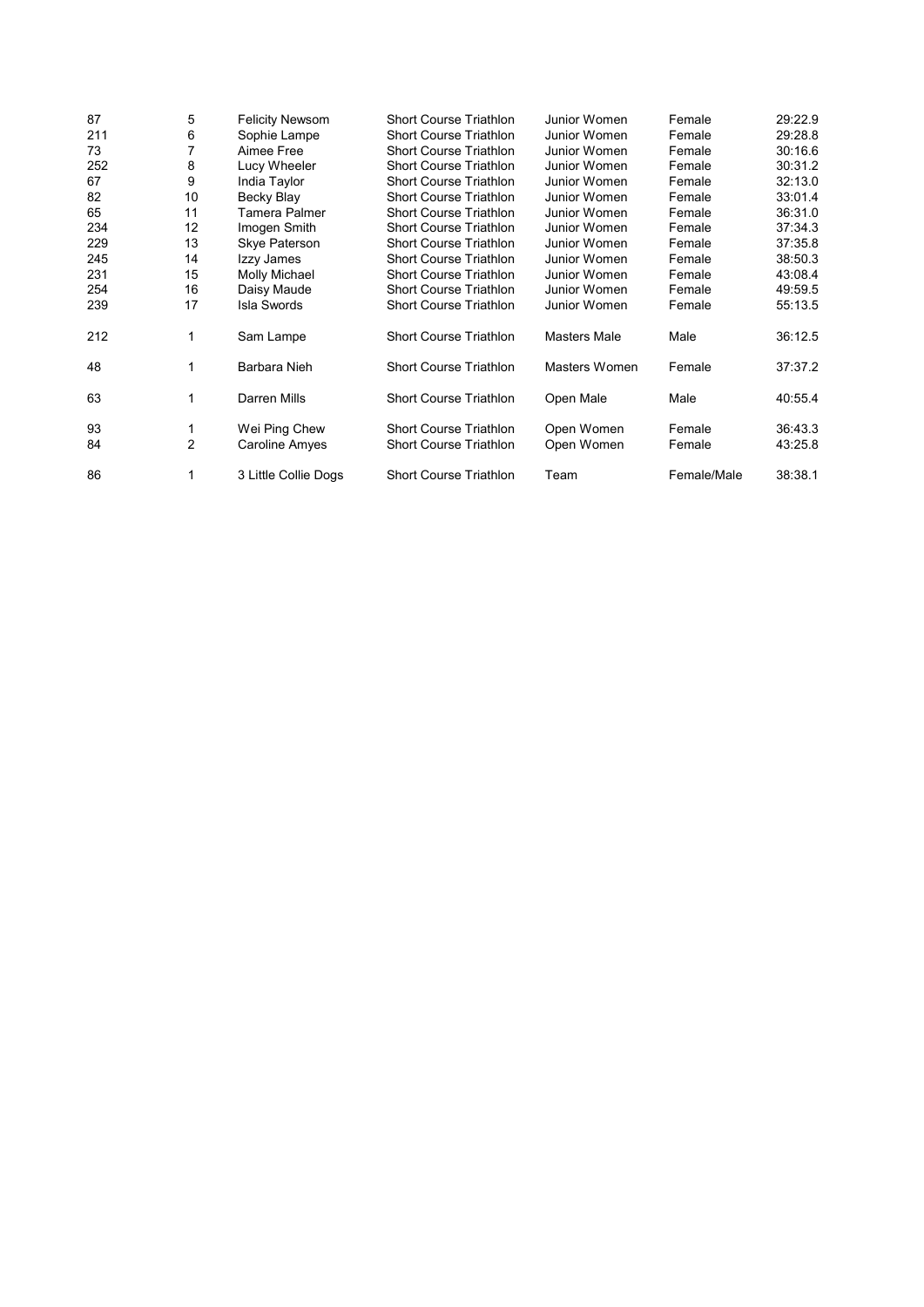| | | | | | | |
|---|---|---|---|---|---|---|
| 87 | 5 | Felicity Newsom | Short Course Triathlon | Junior Women | Female | 29:22.9 |
| 211 | 6 | Sophie Lampe | Short Course Triathlon | Junior Women | Female | 29:28.8 |
| 73 | 7 | Aimee Free | Short Course Triathlon | Junior Women | Female | 30:16.6 |
| 252 | 8 | Lucy Wheeler | Short Course Triathlon | Junior Women | Female | 30:31.2 |
| 67 | 9 | India Taylor | Short Course Triathlon | Junior Women | Female | 32:13.0 |
| 82 | 10 | Becky Blay | Short Course Triathlon | Junior Women | Female | 33:01.4 |
| 65 | 11 | Tamera Palmer | Short Course Triathlon | Junior Women | Female | 36:31.0 |
| 234 | 12 | Imogen Smith | Short Course Triathlon | Junior Women | Female | 37:34.3 |
| 229 | 13 | Skye Paterson | Short Course Triathlon | Junior Women | Female | 37:35.8 |
| 245 | 14 | Izzy James | Short Course Triathlon | Junior Women | Female | 38:50.3 |
| 231 | 15 | Molly Michael | Short Course Triathlon | Junior Women | Female | 43:08.4 |
| 254 | 16 | Daisy Maude | Short Course Triathlon | Junior Women | Female | 49:59.5 |
| 239 | 17 | Isla Swords | Short Course Triathlon | Junior Women | Female | 55:13.5 |
| 212 | 1 | Sam Lampe | Short Course Triathlon | Masters Male | Male | 36:12.5 |
| 48 | 1 | Barbara Nieh | Short Course Triathlon | Masters Women | Female | 37:37.2 |
| 63 | 1 | Darren Mills | Short Course Triathlon | Open Male | Male | 40:55.4 |
| 93 | 1 | Wei Ping Chew | Short Course Triathlon | Open Women | Female | 36:43.3 |
| 84 | 2 | Caroline Amyes | Short Course Triathlon | Open Women | Female | 43:25.8 |
| 86 | 1 | 3 Little Collie Dogs | Short Course Triathlon | Team | Female/Male | 38:38.1 |